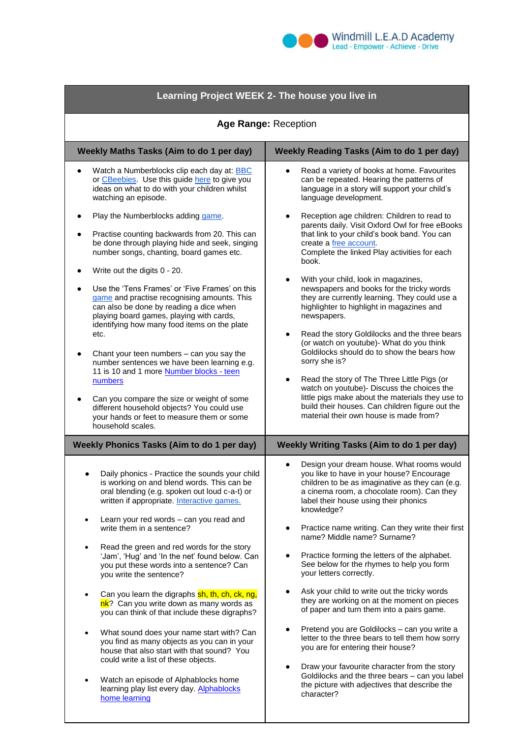Windmill L.E.A.D Academy
Lead · Empower · Achieve · Drive

# Learning Project WEEK 2- The house you live in

**Age Range:** Reception

## Weekly Maths Tasks (Aim to do 1 per day)

- Watch a Numberblocks clip each day at: BBC or CBeebies. Use this guide here to give you ideas on what to do with your children whilst watching an episode.
- Play the Numberblocks adding game.
- Practise counting backwards from 20. This can be done through playing hide and seek, singing number songs, chanting, board games etc.
- Write out the digits 0 - 20.
- Use the 'Tens Frames' or 'Five Frames' on this game and practise recognising amounts. This can also be done by reading a dice when playing board games, playing with cards, identifying how many food items on the plate etc.
- Chant your teen numbers – can you say the number sentences we have been learning e.g. 11 is 10 and 1 more Number blocks - teen numbers
- Can you compare the size or weight of some different household objects? You could use your hands or feet to measure them or some household scales.

## Weekly Reading Tasks (Aim to do 1 per day)

- Read a variety of books at home. Favourites can be repeated. Hearing the patterns of language in a story will support your child's language development.
- Reception age children: Children to read to parents daily. Visit Oxford Owl for free eBooks that link to your child's book band. You can create a free account.
  Complete the linked Play activities for each book.
- With your child, look in magazines, newspapers and books for the tricky words they are currently learning. They could use a highlighter to highlight in magazines and newspapers.
- Read the story Goldilocks and the three bears (or watch on youtube)- What do you think Goldilocks should do to show the bears how sorry she is?
- Read the story of The Three Little Pigs (or watch on youtube)- Discuss the choices the little pigs make about the materials they use to build their houses. Can children figure out the material their own house is made from?

## Weekly Phonics Tasks (Aim to do 1 per day)

- Daily phonics - Practice the sounds your child is working on and blend words. This can be oral blending (e.g. spoken out loud c-a-t) or written if appropriate. Interactive games.
- Learn your red words – can you read and write them in a sentence?
- Read the green and red words for the story 'Jam', 'Hug' and 'In the net' found below. Can you put these words into a sentence? Can you write the sentence?
- Can you learn the digraphs sh, th, ch, ck, ng, nk? Can you write down as many words as you can think of that include these digraphs?
- What sound does your name start with? Can you find as many objects as you can in your house that also start with that sound? You could write a list of these objects.
- Watch an episode of Alphablocks home learning play list every day. Alphablocks home learning

## Weekly Writing Tasks (Aim to do 1 per day)

- Design your dream house. What rooms would you like to have in your house? Encourage children to be as imaginative as they can (e.g. a cinema room, a chocolate room). Can they label their house using their phonics knowledge?
- Practice name writing. Can they write their first name? Middle name? Surname?
- Practice forming the letters of the alphabet. See below for the rhymes to help you form your letters correctly.
- Ask your child to write out the tricky words they are working on at the moment on pieces of paper and turn them into a pairs game.
- Pretend you are Goldilocks – can you write a letter to the three bears to tell them how sorry you are for entering their house?
- Draw your favourite character from the story Goldilocks and the three bears – can you label the picture with adjectives that describe the character?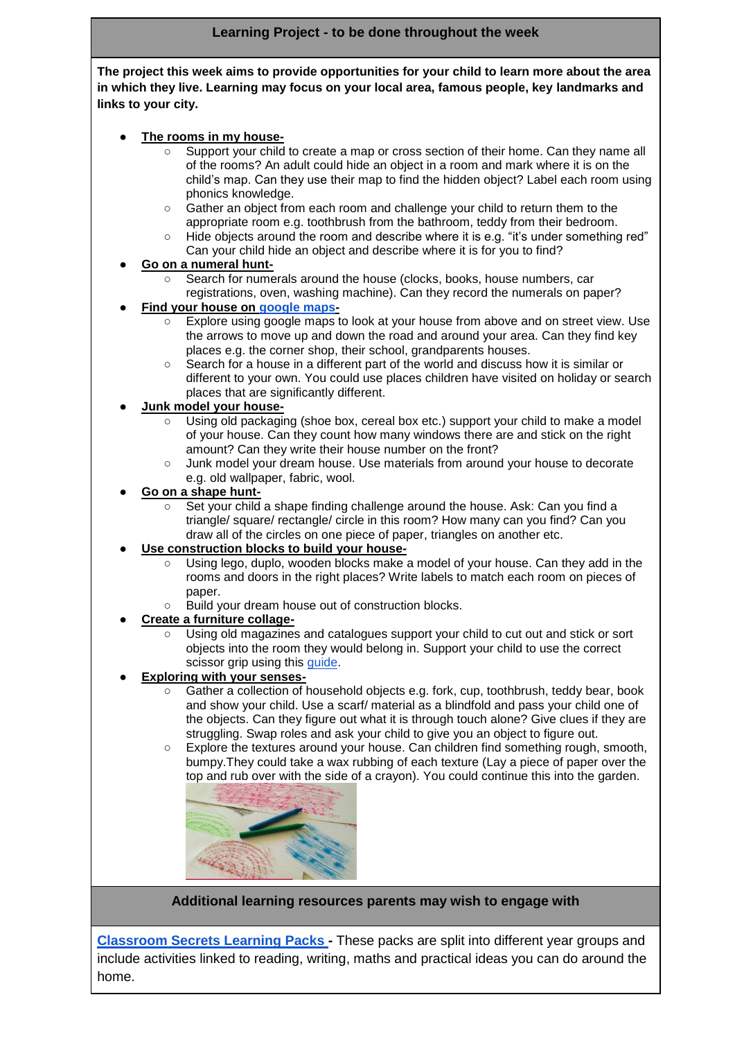## Learning Project - to be done throughout the week

**The project this week aims to provide opportunities for your child to learn more about the area in which they live. Learning may focus on your local area, famous people, key landmarks and links to your city.**

- **The rooms in my house-**
  - Support your child to create a map or cross section of their home. Can they name all of the rooms? An adult could hide an object in a room and mark where it is on the child's map. Can they use their map to find the hidden object? Label each room using phonics knowledge.
  - Gather an object from each room and challenge your child to return them to the appropriate room e.g. toothbrush from the bathroom, teddy from their bedroom.
  - Hide objects around the room and describe where it is e.g. "it's under something red" Can your child hide an object and describe where it is for you to find?
- **Go on a numeral hunt-**
  - Search for numerals around the house (clocks, books, house numbers, car registrations, oven, washing machine). Can they record the numerals on paper?
- **Find your house on google maps-**
  - Explore using google maps to look at your house from above and on street view. Use the arrows to move up and down the road and around your area. Can they find key places e.g. the corner shop, their school, grandparents houses.
  - Search for a house in a different part of the world and discuss how it is similar or different to your own. You could use places children have visited on holiday or search places that are significantly different.
- **Junk model your house-**
  - Using old packaging (shoe box, cereal box etc.) support your child to make a model of your house. Can they count how many windows there are and stick on the right amount? Can they write their house number on the front?
  - Junk model your dream house. Use materials from around your house to decorate e.g. old wallpaper, fabric, wool.
- **Go on a shape hunt-**
  - Set your child a shape finding challenge around the house. Ask: Can you find a triangle/ square/ rectangle/ circle in this room? How many can you find? Can you draw all of the circles on one piece of paper, triangles on another etc.
- **Use construction blocks to build your house-**
  - Using lego, duplo, wooden blocks make a model of your house. Can they add in the rooms and doors in the right places? Write labels to match each room on pieces of paper.
  - Build your dream house out of construction blocks.
- **Create a furniture collage-**
  - Using old magazines and catalogues support your child to cut out and stick or sort objects into the room they would belong in. Support your child to use the correct scissor grip using this guide.
- **Exploring with your senses-**
  - Gather a collection of household objects e.g. fork, cup, toothbrush, teddy bear, book and show your child one of them. Use a scarf/ material as a blindfold and pass your child one of the objects. Can they figure out what it is through touch alone? Give clues if they are struggling. Swap roles and ask your child to give you an object to figure out.
  - Explore the textures around your house. Can children find something rough, smooth, bumpy.They could take a wax rubbing of each texture (Lay a piece of paper over the top and rub over with the side of a crayon). You could continue this into the garden.

## Additional learning resources parents may wish to engage with

**Classroom Secrets Learning Packs -** These packs are split into different year groups and include activities linked to reading, writing, maths and practical ideas you can do around the home.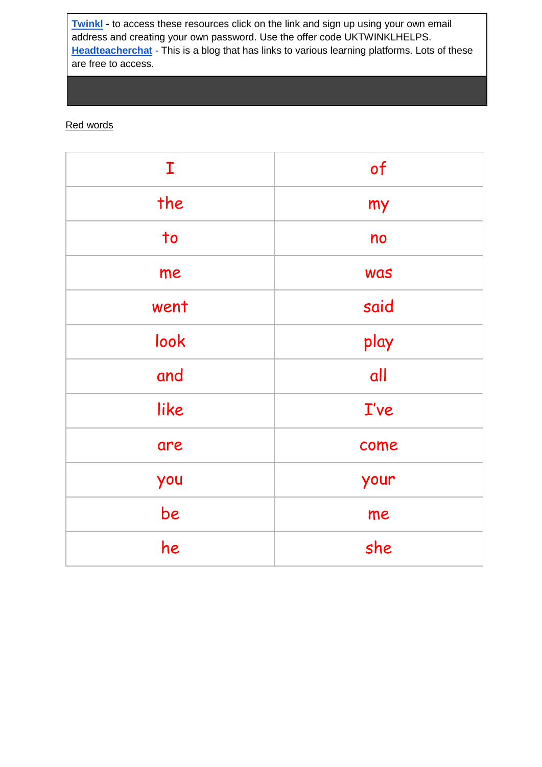| **Twinkl** - to access these resources click on the link and sign up using your own email address and creating your own password. Use the offer code UKTWINKLHELPS.<br>**Headteacherchat** - This is a blog that has links to various learning platforms. Lots of these are free to access. |
|---|
| |

Red words

| I | of |
|---|---|
| the | my |
| to | no |
| me | was |
| went | said |
| look | play |
| and | all |
| like | I've |
| are | come |
| you | your |
| be | me |
| he | she |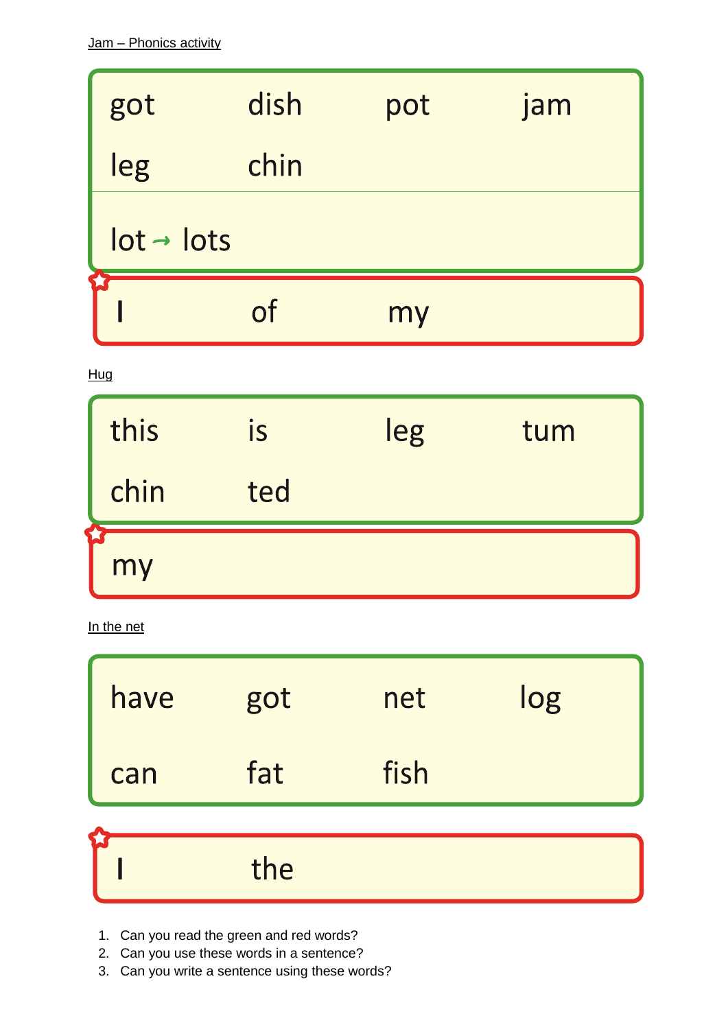Jam – Phonics activity

| | | | |
|---|---|---|---|
| got | dish | pot | jam |
| leg | chin | | |

lot → lots

| | | |
|---|---|---|
| I | of | my |

Hug

| | | | |
|---|---|---|---|
| this | is | leg | tum |
| chin | ted | | |

my

In the net

| | | | |
|---|---|---|---|
| have | got | net | log |
| can | fat | fish | |

| | |
|---|---|
| I | the |

1. Can you read the green and red words?
2. Can you use these words in a sentence?
3. Can you write a sentence using these words?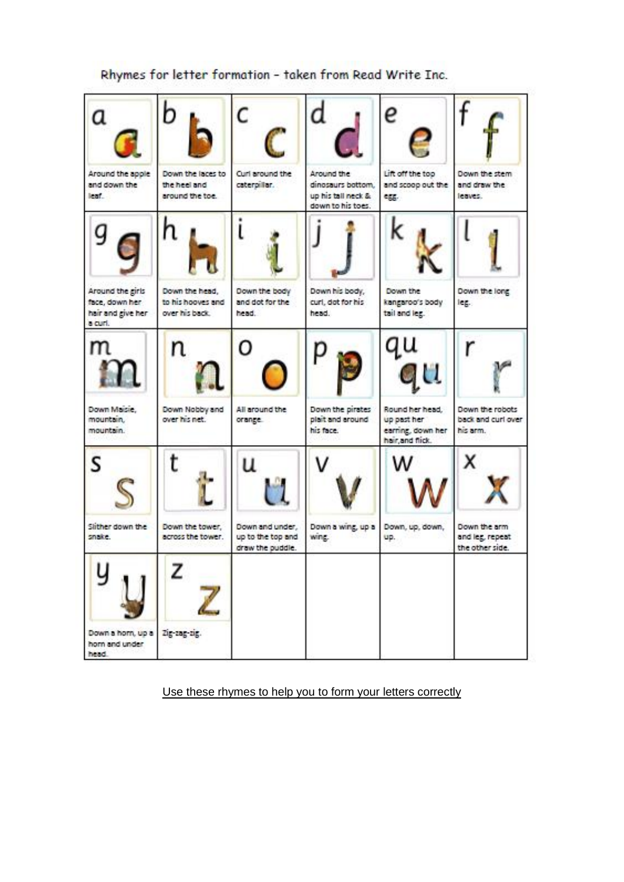Rhymes for letter formation – taken from Read Write Inc.

| a | b | c | d | e | f |
| --- | --- | --- | --- | --- | --- |
| Around the apple and down the leaf. | Down the laces to the heel and around the toe. | Curl around the caterpillar. | Around the dinosaurs bottom, up his tall neck & down to his toes. | Lift off the top and scoop out the egg. | Down the stem and draw the leaves. |
| **g** | **h** | **i** | **j** | **k** | **l** |
| Around the girls face, down her hair and give her a curl. | Down the head, to his hooves and over his back. | Down the body and dot for the head. | Down his body, curl, dot for his head. | Down the kangaroo's body tail and leg. | Down the long leg. |
| **m** | **n** | **o** | **p** | **qu** | **r** |
| Down Maisie, mountain, mountain. | Down Nobby and over his net. | All around the orange. | Down the pirates plait and around his face. | Round her head, up past her earring, down her hair,and flick. | Down the robots back and curl over his arm. |
| **s** | **t** | **u** | **v** | **w** | **x** |
| Slither down the snake. | Down the tower, across the tower. | Down and under, up to the top and draw the puddle. | Down a wing, up a wing. | Down, up, down, up. | Down the arm and leg, repeat the other side. |
| **y** | **z** | | | | |
| Down a horn, up a horn and under head. | Zig-zag-zig. | | | | |

Use these rhymes to help you to form your letters correctly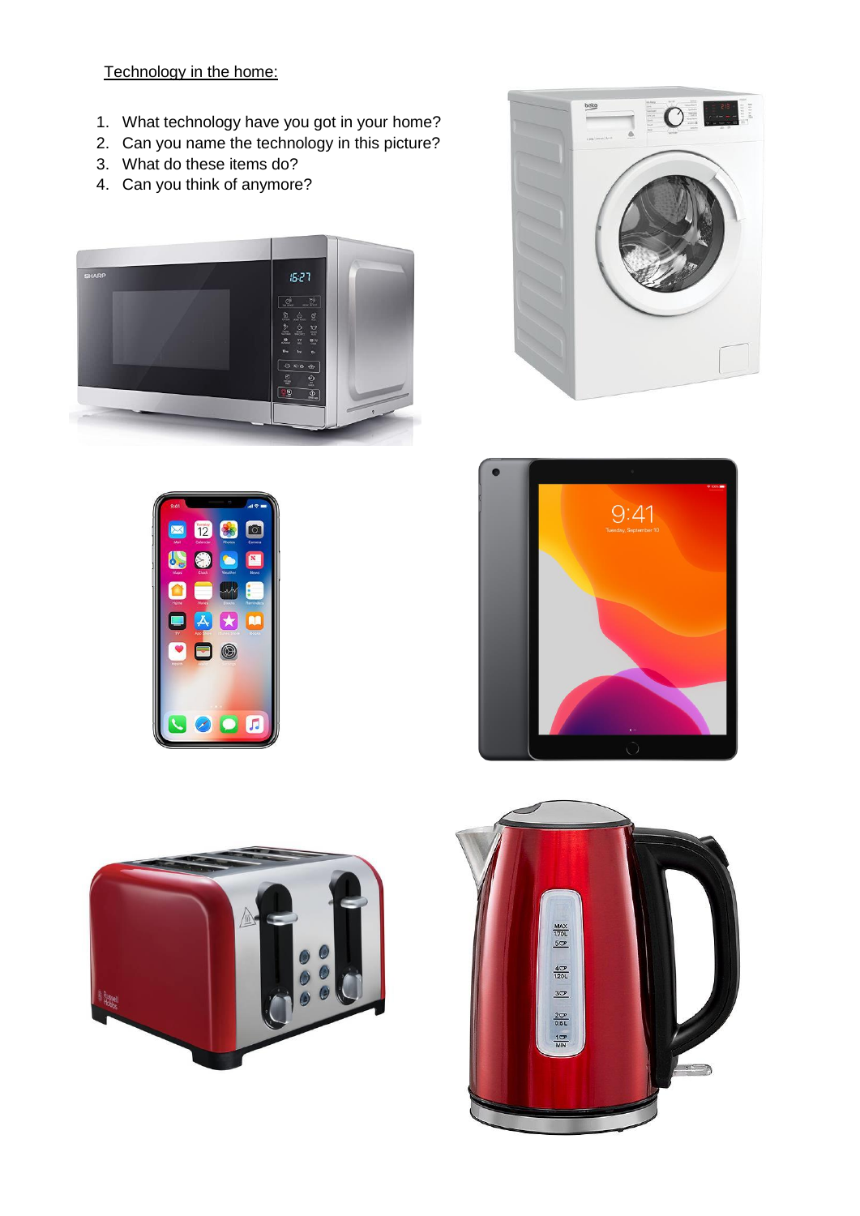Technology in the home:

1. What technology have you got in your home?
2. Can you name the technology in this picture?
3. What do these items do?
4. Can you think of anymore?